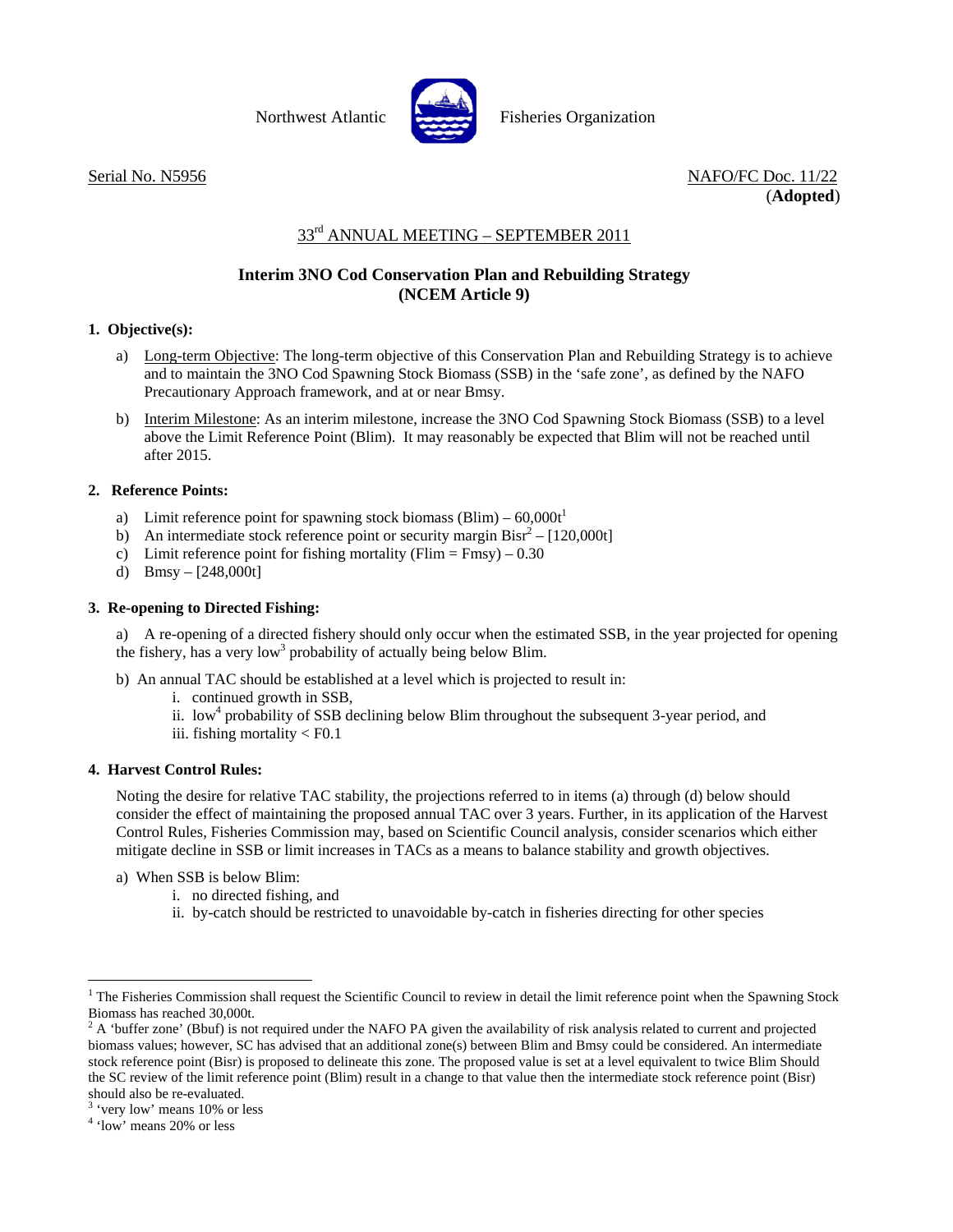Northwest Atlantic Fisheries Organization

Serial No. N5956

NAFO/FC Doc. 11/22
(**Adopted**)

## 33rd ANNUAL MEETING – SEPTEMBER 2011

## Interim 3NO Cod Conservation Plan and Rebuilding Strategy (NCEM Article 9)

### 1. Objective(s):

a) Long-term Objective: The long-term objective of this Conservation Plan and Rebuilding Strategy is to achieve and to maintain the 3NO Cod Spawning Stock Biomass (SSB) in the 'safe zone', as defined by the NAFO Precautionary Approach framework, and at or near Bmsy.

b) Interim Milestone: As an interim milestone, increase the 3NO Cod Spawning Stock Biomass (SSB) to a level above the Limit Reference Point (Blim). It may reasonably be expected that Blim will not be reached until after 2015.

### 2. Reference Points:

a) Limit reference point for spawning stock biomass (Blim) – 60,000t[1]
b) An intermediate stock reference point or security margin Bisr[2] – [120,000t]
c) Limit reference point for fishing mortality (Flim = Fmsy) – 0.30
d) Bmsy – [248,000t]

### 3. Re-opening to Directed Fishing:

a) A re-opening of a directed fishery should only occur when the estimated SSB, in the year projected for opening the fishery, has a very low[3] probability of actually being below Blim.

b) An annual TAC should be established at a level which is projected to result in:
   i. continued growth in SSB,
   ii. low[4] probability of SSB declining below Blim throughout the subsequent 3-year period, and
   iii. fishing mortality < F0.1

### 4. Harvest Control Rules:

Noting the desire for relative TAC stability, the projections referred to in items (a) through (d) below should consider the effect of maintaining the proposed annual TAC over 3 years. Further, in its application of the Harvest Control Rules, Fisheries Commission may, based on Scientific Council analysis, consider scenarios which either mitigate decline in SSB or limit increases in TACs as a means to balance stability and growth objectives.

a) When SSB is below Blim:
   i. no directed fishing, and
   ii. by-catch should be restricted to unavoidable by-catch in fisheries directing for other species

---

[1] The Fisheries Commission shall request the Scientific Council to review in detail the limit reference point when the Spawning Stock Biomass has reached 30,000t.

[2] A 'buffer zone' (Bbuf) is not required under the NAFO PA given the availability of risk analysis related to current and projected biomass values; however, SC has advised that an additional zone(s) between Blim and Bmsy could be considered. An intermediate stock reference point (Bisr) is proposed to delineate this zone. The proposed value is set at a level equivalent to twice Blim Should the SC review of the limit reference point (Blim) result in a change to that value then the intermediate stock reference point (Bisr) should also be re-evaluated.

[3] 'very low' means 10% or less

[4] 'low' means 20% or less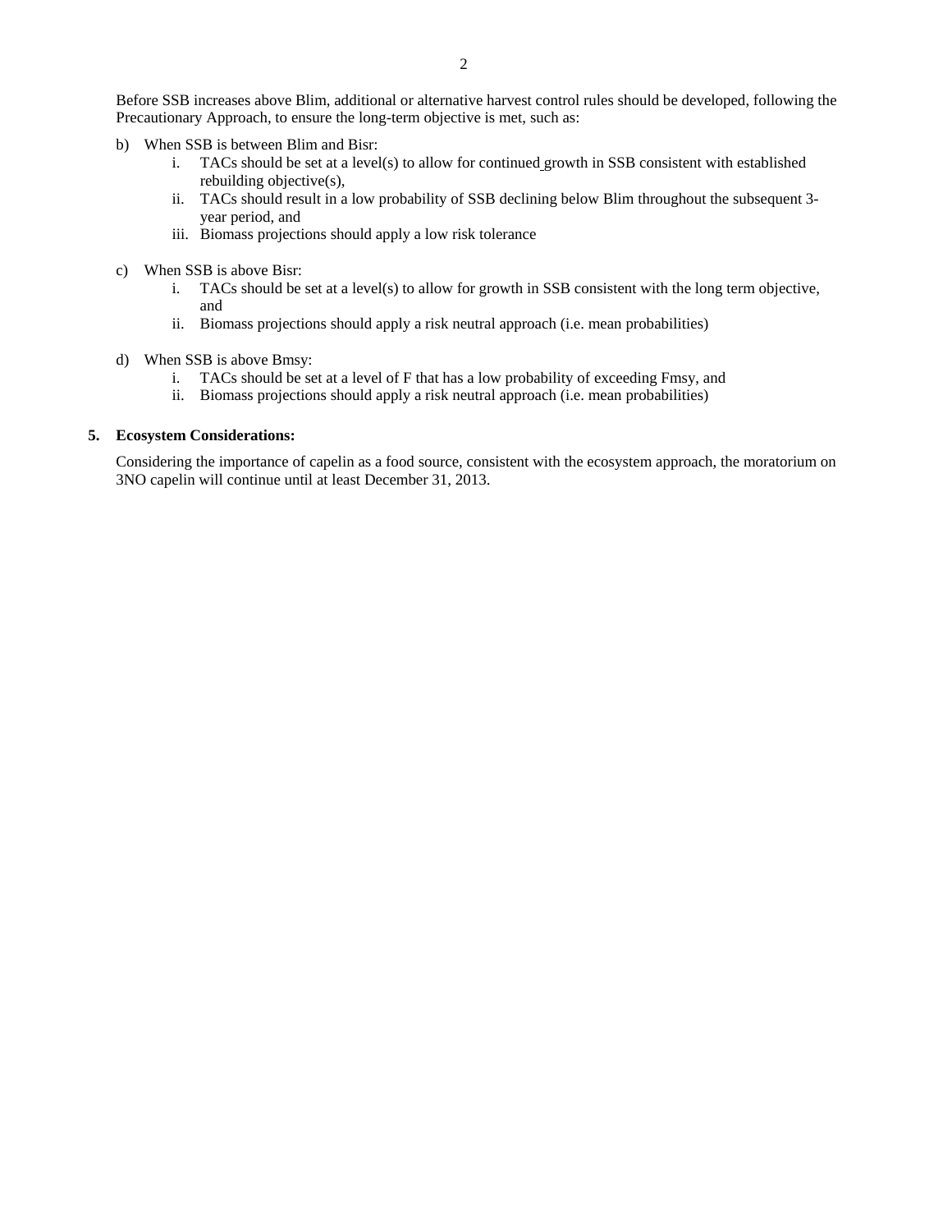Before SSB increases above Blim, additional or alternative harvest control rules should be developed, following the Precautionary Approach, to ensure the long-term objective is met, such as:

b) When SSB is between Blim and Bisr:
   i. TACs should be set at a level(s) to allow for continued growth in SSB consistent with established rebuilding objective(s),
   ii. TACs should result in a low probability of SSB declining below Blim throughout the subsequent 3-year period, and
   iii. Biomass projections should apply a low risk tolerance

c) When SSB is above Bisr:
   i. TACs should be set at a level(s) to allow for growth in SSB consistent with the long term objective, and
   ii. Biomass projections should apply a risk neutral approach (i.e. mean probabilities)

d) When SSB is above Bmsy:
   i. TACs should be set at a level of F that has a low probability of exceeding Fmsy, and
   ii. Biomass projections should apply a risk neutral approach (i.e. mean probabilities)

**5. Ecosystem Considerations:**

Considering the importance of capelin as a food source, consistent with the ecosystem approach, the moratorium on 3NO capelin will continue until at least December 31, 2013.